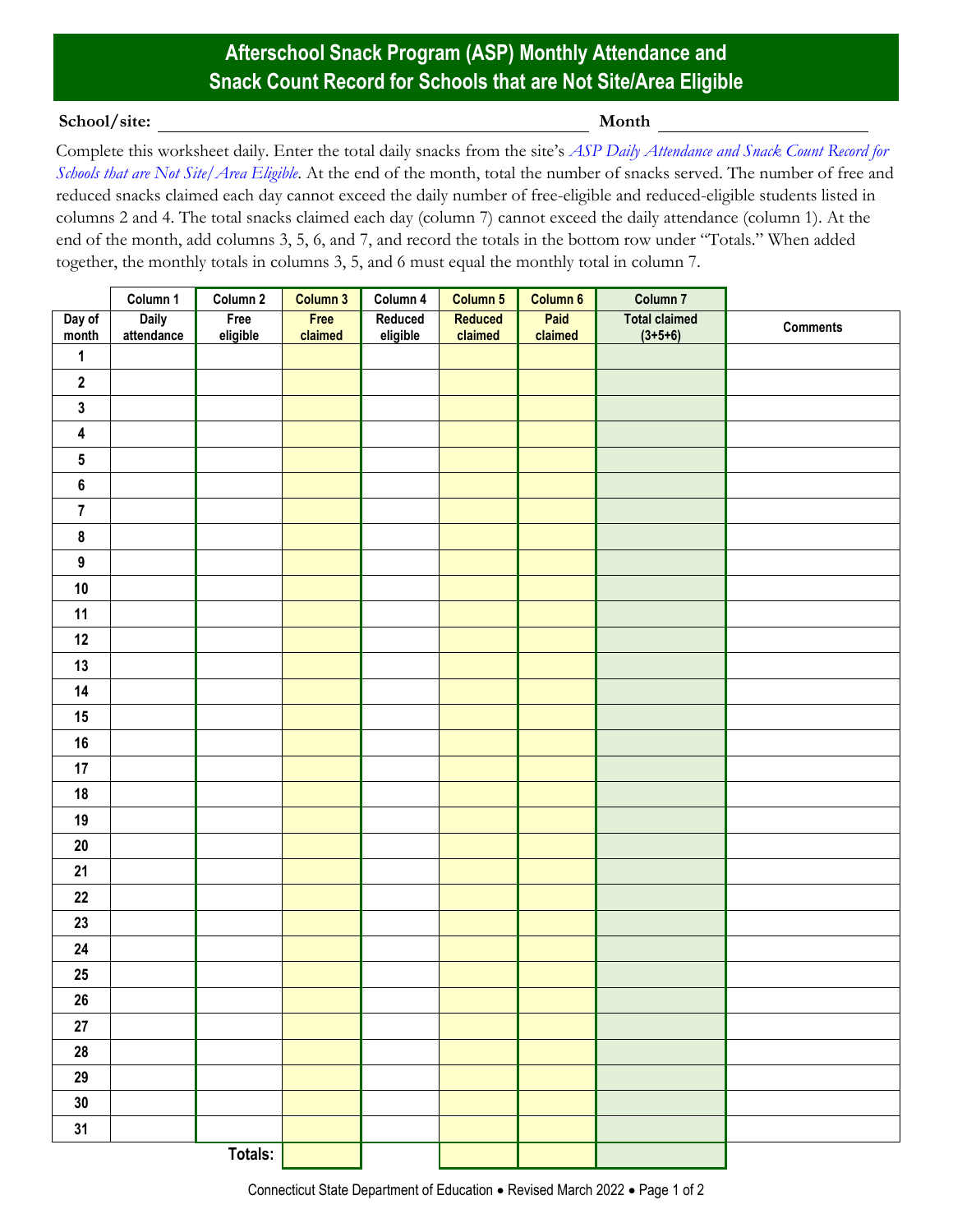# Afterschool Snack Program (ASP) Monthly Attendance and Snack Count Record for Schools that are Not Site/Area Eligible

**School/site:** ______________________________ **Month** ________________

Complete this worksheet daily. Enter the total daily snacks from the site's *ASP Daily Attendance and Snack Count Record for Schools that are Not Site/Area Eligible*. At the end of the month, total the number of snacks served. The number of free and reduced snacks claimed each day cannot exceed the daily number of free-eligible and reduced-eligible students listed in columns 2 and 4. The total snacks claimed each day (column 7) cannot exceed the daily attendance (column 1). At the end of the month, add columns 3, 5, 6, and 7, and record the totals in the bottom row under "Totals." When added together, the monthly totals in columns 3, 5, and 6 must equal the monthly total in column 7.

| | Column 1 | Column 2 | Column 3 | Column 4 | Column 5 | Column 6 | Column 7 | |
|---|---|---|---|---|---|---|---|---|
| **Day of month** | **Daily attendance** | **Free eligible** | **Free claimed** | **Reduced eligible** | **Reduced claimed** | **Paid claimed** | **Total claimed (3+5+6)** | **Comments** |
| 1 | | | | | | | | |
| 2 | | | | | | | | |
| 3 | | | | | | | | |
| 4 | | | | | | | | |
| 5 | | | | | | | | |
| 6 | | | | | | | | |
| 7 | | | | | | | | |
| 8 | | | | | | | | |
| 9 | | | | | | | | |
| 10 | | | | | | | | |
| 11 | | | | | | | | |
| 12 | | | | | | | | |
| 13 | | | | | | | | |
| 14 | | | | | | | | |
| 15 | | | | | | | | |
| 16 | | | | | | | | |
| 17 | | | | | | | | |
| 18 | | | | | | | | |
| 19 | | | | | | | | |
| 20 | | | | | | | | |
| 21 | | | | | | | | |
| 22 | | | | | | | | |
| 23 | | | | | | | | |
| 24 | | | | | | | | |
| 25 | | | | | | | | |
| 26 | | | | | | | | |
| 27 | | | | | | | | |
| 28 | | | | | | | | |
| 29 | | | | | | | | |
| 30 | | | | | | | | |
| 31 | | | | | | | | |
| | | **Totals:** | | | | | | |

Connecticut State Department of Education • Revised March 2022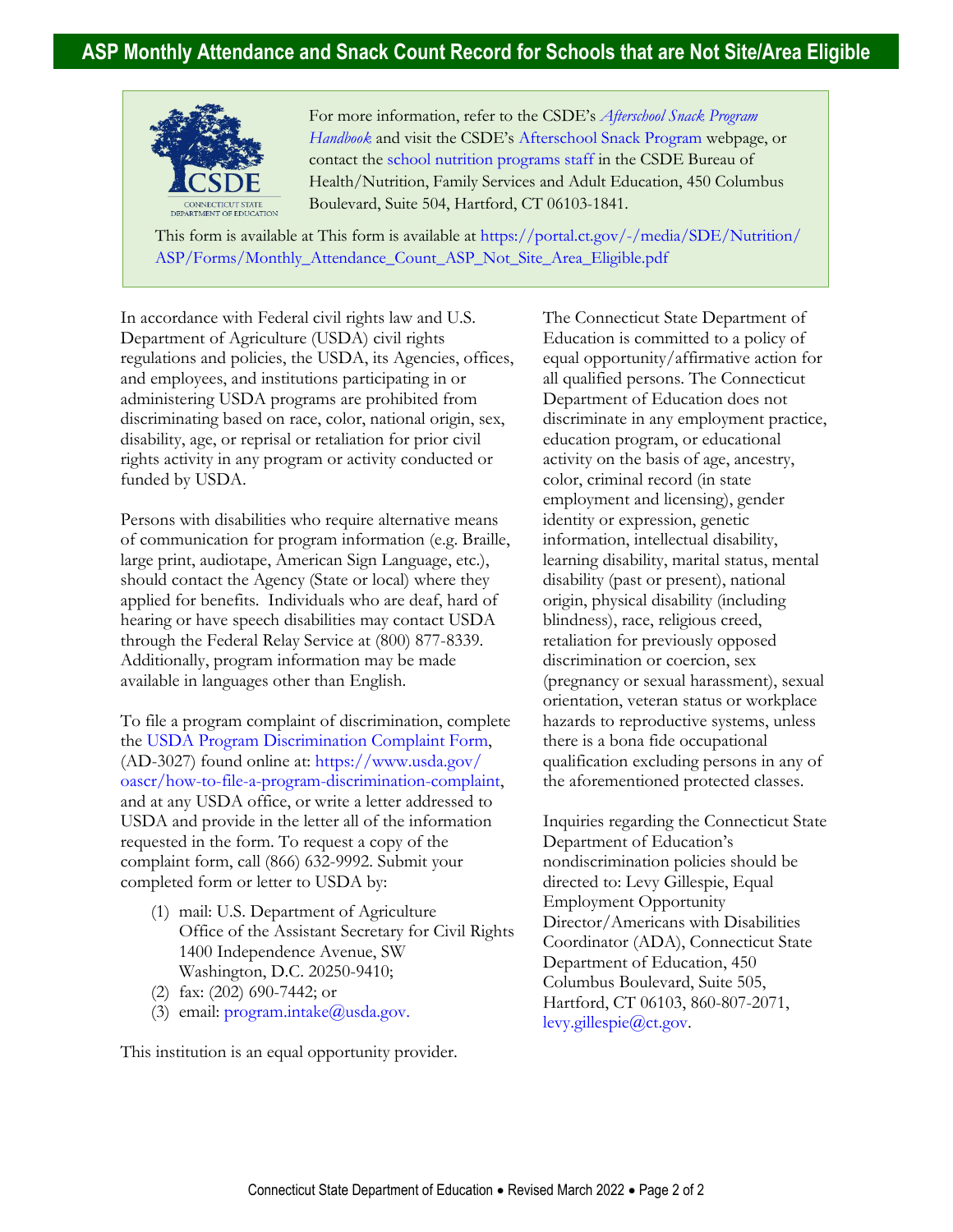# ASP Monthly Attendance and Snack Count Record for Schools that are Not Site/Area Eligible

For more information, refer to the CSDE's *Afterschool Snack Program Handbook* and visit the CSDE's Afterschool Snack Program webpage, or contact the school nutrition programs staff in the CSDE Bureau of Health/Nutrition, Family Services and Adult Education, 450 Columbus Boulevard, Suite 504, Hartford, CT 06103-1841.

This form is available at This form is available at https://portal.ct.gov/-/media/SDE/Nutrition/ASP/Forms/Monthly_Attendance_Count_ASP_Not_Site_Area_Eligible.pdf

In accordance with Federal civil rights law and U.S. Department of Agriculture (USDA) civil rights regulations and policies, the USDA, its Agencies, offices, and employees, and institutions participating in or administering USDA programs are prohibited from discriminating based on race, color, national origin, sex, disability, age, or reprisal or retaliation for prior civil rights activity in any program or activity conducted or funded by USDA.

Persons with disabilities who require alternative means of communication for program information (e.g. Braille, large print, audiotape, American Sign Language, etc.), should contact the Agency (State or local) where they applied for benefits. Individuals who are deaf, hard of hearing or have speech disabilities may contact USDA through the Federal Relay Service at (800) 877-8339. Additionally, program information may be made available in languages other than English.

To file a program complaint of discrimination, complete the USDA Program Discrimination Complaint Form, (AD-3027) found online at: https://www.usda.gov/oascr/how-to-file-a-program-discrimination-complaint, and at any USDA office, or write a letter addressed to USDA and provide in the letter all of the information requested in the form. To request a copy of the complaint form, call (866) 632-9992. Submit your completed form or letter to USDA by:

(1) mail: U.S. Department of Agriculture
Office of the Assistant Secretary for Civil Rights
1400 Independence Avenue, SW
Washington, D.C. 20250-9410;
(2) fax: (202) 690-7442; or
(3) email: program.intake@usda.gov.

This institution is an equal opportunity provider.

The Connecticut State Department of Education is committed to a policy of equal opportunity/affirmative action for all qualified persons. The Connecticut Department of Education does not discriminate in any employment practice, education program, or educational activity on the basis of age, ancestry, color, criminal record (in state employment and licensing), gender identity or expression, genetic information, intellectual disability, learning disability, marital status, mental disability (past or present), national origin, physical disability (including blindness), race, religious creed, retaliation for previously opposed discrimination or coercion, sex (pregnancy or sexual harassment), sexual orientation, veteran status or workplace hazards to reproductive systems, unless there is a bona fide occupational qualification excluding persons in any of the aforementioned protected classes.

Inquiries regarding the Connecticut State Department of Education's nondiscrimination policies should be directed to: Levy Gillespie, Equal Employment Opportunity Director/Americans with Disabilities Coordinator (ADA), Connecticut State Department of Education, 450 Columbus Boulevard, Suite 505, Hartford, CT 06103, 860-807-2071, levy.gillespie@ct.gov.